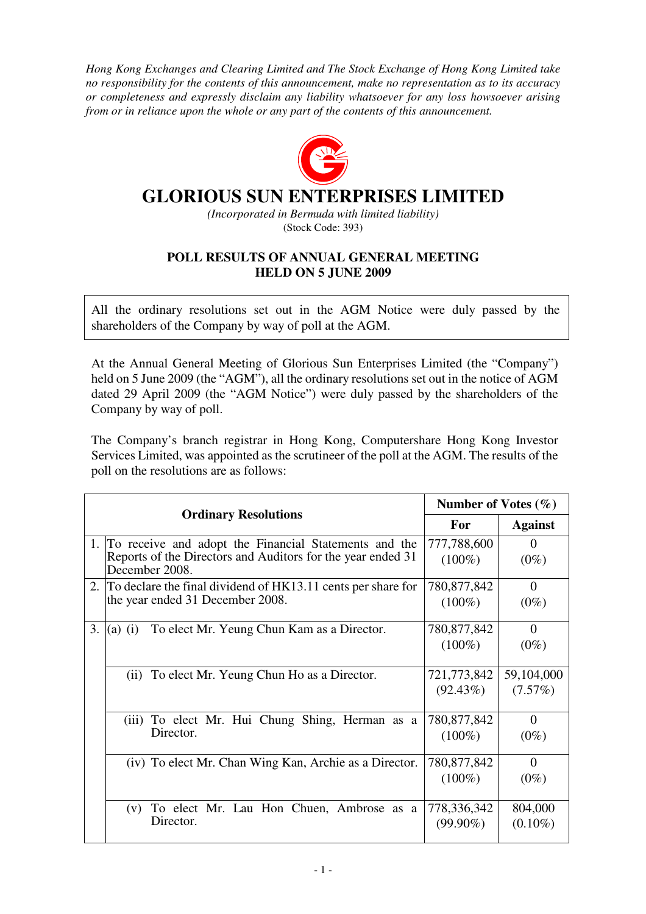*Hong Kong Exchanges and Clearing Limited and The Stock Exchange of Hong Kong Limited take no responsibility for the contents of this announcement, make no representation as to its accuracy or completeness and expressly disclaim any liability whatsoever for any loss howsoever arising from or in reliance upon the whole or any part of the contents of this announcement.*

# GLORIOUS SUN ENTERPRISES LIMITED

*(Incorporated in Bermuda with limited liability)*
(Stock Code: 393)

## POLL RESULTS OF ANNUAL GENERAL MEETING HELD ON 5 JUNE 2009

All the ordinary resolutions set out in the AGM Notice were duly passed by the shareholders of the Company by way of poll at the AGM.

At the Annual General Meeting of Glorious Sun Enterprises Limited (the "Company") held on 5 June 2009 (the "AGM"), all the ordinary resolutions set out in the notice of AGM dated 29 April 2009 (the "AGM Notice") were duly passed by the shareholders of the Company by way of poll.

The Company's branch registrar in Hong Kong, Computershare Hong Kong Investor Services Limited, was appointed as the scrutineer of the poll at the AGM. The results of the poll on the resolutions are as follows:

| | Ordinary Resolutions | Number of Votes (%) | |
|---|---|---|---|
| | | **For** | **Against** |
| 1. | To receive and adopt the Financial Statements and the Reports of the Directors and Auditors for the year ended 31 December 2008. | 777,788,600 (100%) | 0 (0%) |
| 2. | To declare the final dividend of HK13.11 cents per share for the year ended 31 December 2008. | 780,877,842 (100%) | 0 (0%) |
| 3. | (a) (i) To elect Mr. Yeung Chun Kam as a Director. | 780,877,842 (100%) | 0 (0%) |
| | (ii) To elect Mr. Yeung Chun Ho as a Director. | 721,773,842 (92.43%) | 59,104,000 (7.57%) |
| | (iii) To elect Mr. Hui Chung Shing, Herman as a Director. | 780,877,842 (100%) | 0 (0%) |
| | (iv) To elect Mr. Chan Wing Kan, Archie as a Director. | 780,877,842 (100%) | 0 (0%) |
| | (v) To elect Mr. Lau Hon Chuen, Ambrose as a Director. | 778,336,342 (99.90%) | 804,000 (0.10%) |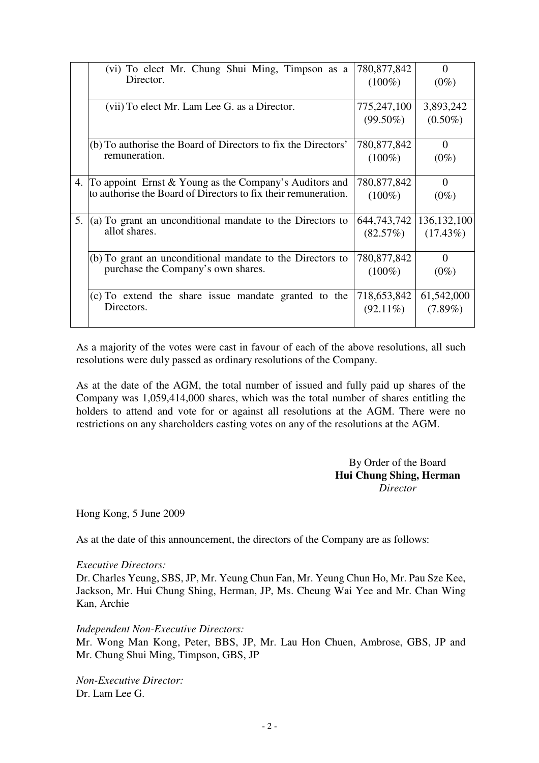| | | | |
|---|---|---|---|
| | (vi) To elect Mr. Chung Shui Ming, Timpson as a Director. | 780,877,842 (100%) | 0 (0%) |
| | (vii) To elect Mr. Lam Lee G. as a Director. | 775,247,100 (99.50%) | 3,893,242 (0.50%) |
| | (b) To authorise the Board of Directors to fix the Directors' remuneration. | 780,877,842 (100%) | 0 (0%) |
| 4. | To appoint Ernst & Young as the Company's Auditors and to authorise the Board of Directors to fix their remuneration. | 780,877,842 (100%) | 0 (0%) |
| 5. | (a) To grant an unconditional mandate to the Directors to allot shares. | 644,743,742 (82.57%) | 136,132,100 (17.43%) |
| | (b) To grant an unconditional mandate to the Directors to purchase the Company's own shares. | 780,877,842 (100%) | 0 (0%) |
| | (c) To extend the share issue mandate granted to the Directors. | 718,653,842 (92.11%) | 61,542,000 (7.89%) |

As a majority of the votes were cast in favour of each of the above resolutions, all such resolutions were duly passed as ordinary resolutions of the Company.

As at the date of the AGM, the total number of issued and fully paid up shares of the Company was 1,059,414,000 shares, which was the total number of shares entitling the holders to attend and vote for or against all resolutions at the AGM. There were no restrictions on any shareholders casting votes on any of the resolutions at the AGM.

By Order of the Board
**Hui Chung Shing, Herman**
*Director*

Hong Kong, 5 June 2009

As at the date of this announcement, the directors of the Company are as follows:

*Executive Directors:*
Dr. Charles Yeung, SBS, JP, Mr. Yeung Chun Fan, Mr. Yeung Chun Ho, Mr. Pau Sze Kee, Jackson, Mr. Hui Chung Shing, Herman, JP, Ms. Cheung Wai Yee and Mr. Chan Wing Kan, Archie

*Independent Non-Executive Directors:*
Mr. Wong Man Kong, Peter, BBS, JP, Mr. Lau Hon Chuen, Ambrose, GBS, JP and Mr. Chung Shui Ming, Timpson, GBS, JP

*Non-Executive Director:*
Dr. Lam Lee G.